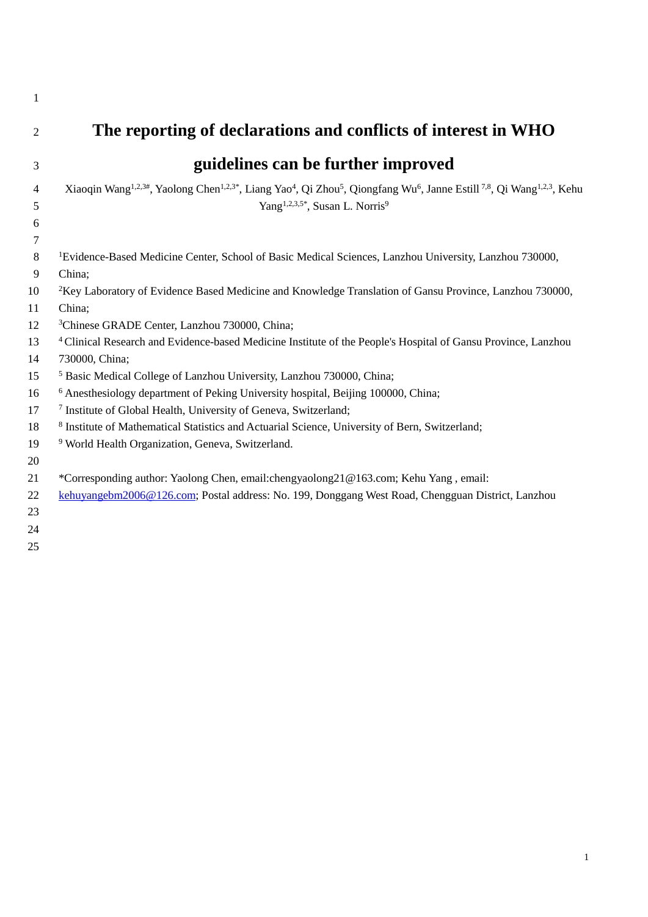# The reporting of declarations and conflicts of interest in WHO guidelines can be further improved

Xiaoqin Wang[1,2,3#], Yaolong Chen[1,2,3*], Liang Yao[4], Qi Zhou[5], Qiongfang Wu[6], Janne Estill[7,8], Qi Wang[1,2,3], Kehu Yang[1,2,3,5*], Susan L. Norris[9]

[1]Evidence-Based Medicine Center, School of Basic Medical Sciences, Lanzhou University, Lanzhou 730000, China;

[2]Key Laboratory of Evidence Based Medicine and Knowledge Translation of Gansu Province, Lanzhou 730000, China;

[3]Chinese GRADE Center, Lanzhou 730000, China;

[4]Clinical Research and Evidence-based Medicine Institute of the People's Hospital of Gansu Province, Lanzhou 730000, China;

[5] Basic Medical College of Lanzhou University, Lanzhou 730000, China;

[6] Anesthesiology department of Peking University hospital, Beijing 100000, China;

[7] Institute of Global Health, University of Geneva, Switzerland;

[8] Institute of Mathematical Statistics and Actuarial Science, University of Bern, Switzerland;

[9] World Health Organization, Geneva, Switzerland.

*Corresponding author: Yaolong Chen, email:chengyaolong21@163.com; Kehu Yang , email: kehuyangebm2006@126.com; Postal address: No. 199, Donggang West Road, Chengguan District, Lanzhou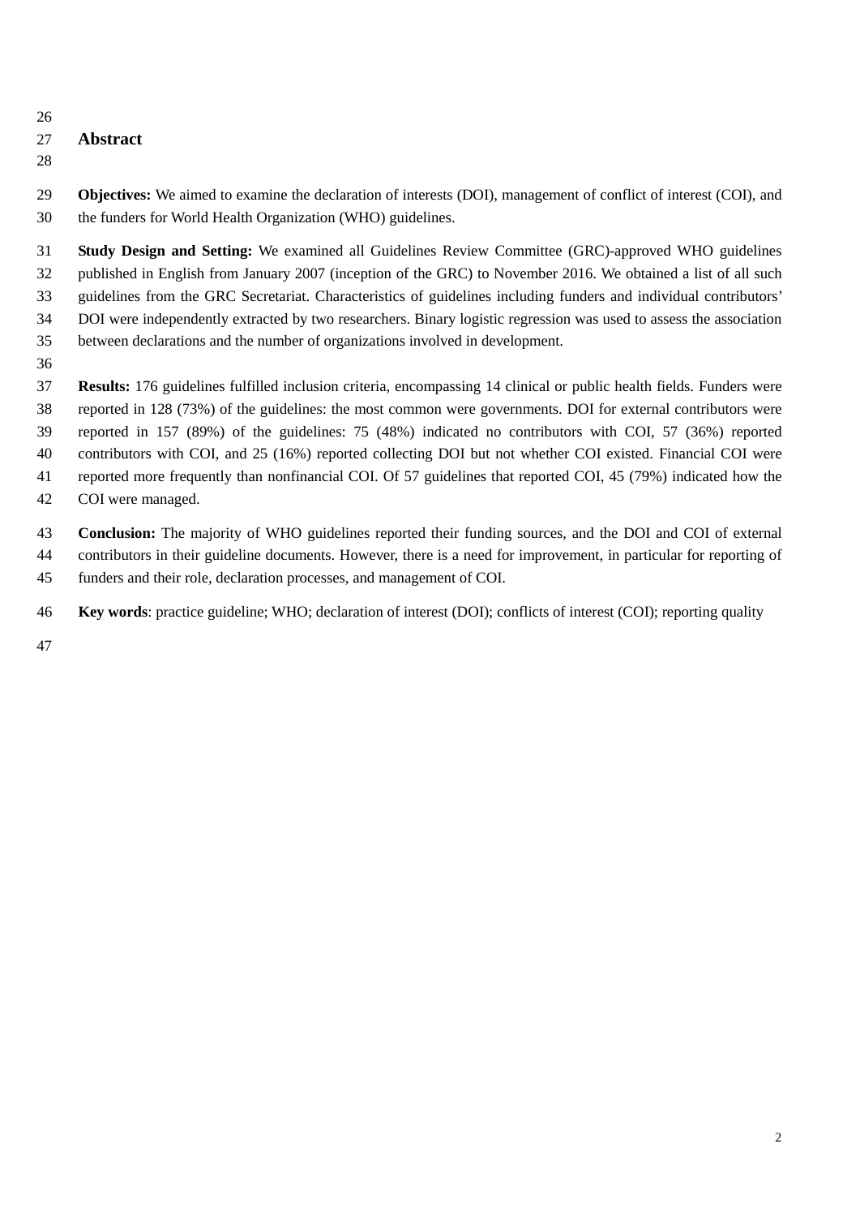## Abstract

**Objectives:** We aimed to examine the declaration of interests (DOI), management of conflict of interest (COI), and the funders for World Health Organization (WHO) guidelines.

**Study Design and Setting:** We examined all Guidelines Review Committee (GRC)-approved WHO guidelines published in English from January 2007 (inception of the GRC) to November 2016. We obtained a list of all such guidelines from the GRC Secretariat. Characteristics of guidelines including funders and individual contributors' DOI were independently extracted by two researchers. Binary logistic regression was used to assess the association between declarations and the number of organizations involved in development.

**Results:** 176 guidelines fulfilled inclusion criteria, encompassing 14 clinical or public health fields. Funders were reported in 128 (73%) of the guidelines: the most common were governments. DOI for external contributors were reported in 157 (89%) of the guidelines: 75 (48%) indicated no contributors with COI, 57 (36%) reported contributors with COI, and 25 (16%) reported collecting DOI but not whether COI existed. Financial COI were reported more frequently than nonfinancial COI. Of 57 guidelines that reported COI, 45 (79%) indicated how the COI were managed.

**Conclusion:** The majority of WHO guidelines reported their funding sources, and the DOI and COI of external contributors in their guideline documents. However, there is a need for improvement, in particular for reporting of funders and their role, declaration processes, and management of COI.

**Key words**: practice guideline; WHO; declaration of interest (DOI); conflicts of interest (COI); reporting quality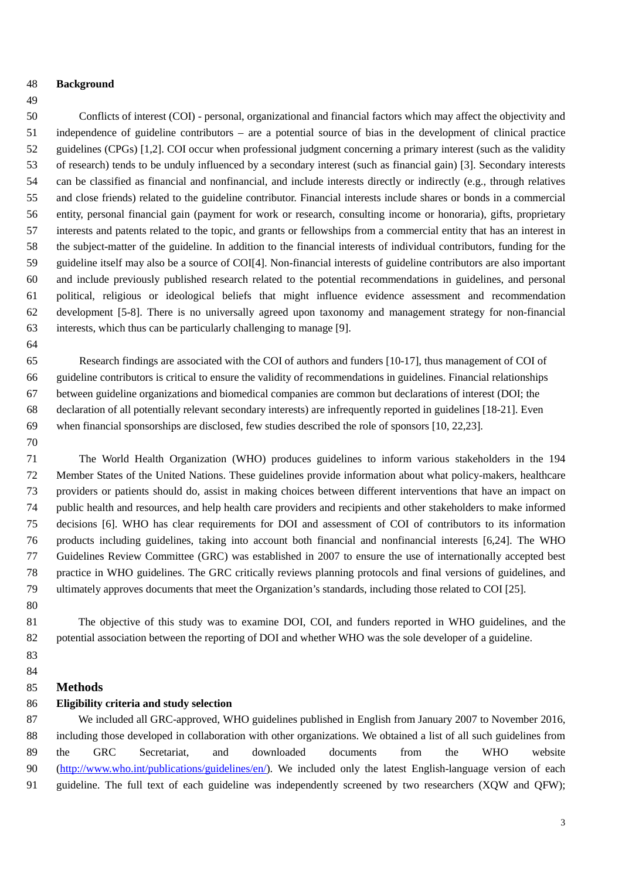## Background

Conflicts of interest (COI) - personal, organizational and financial factors which may affect the objectivity and independence of guideline contributors – are a potential source of bias in the development of clinical practice guidelines (CPGs) [1,2]. COI occur when professional judgment concerning a primary interest (such as the validity of research) tends to be unduly influenced by a secondary interest (such as financial gain) [3]. Secondary interests can be classified as financial and nonfinancial, and include interests directly or indirectly (e.g., through relatives and close friends) related to the guideline contributor. Financial interests include shares or bonds in a commercial entity, personal financial gain (payment for work or research, consulting income or honoraria), gifts, proprietary interests and patents related to the topic, and grants or fellowships from a commercial entity that has an interest in the subject-matter of the guideline. In addition to the financial interests of individual contributors, funding for the guideline itself may also be a source of COI[4]. Non-financial interests of guideline contributors are also important and include previously published research related to the potential recommendations in guidelines, and personal political, religious or ideological beliefs that might influence evidence assessment and recommendation development [5-8]. There is no universally agreed upon taxonomy and management strategy for non-financial interests, which thus can be particularly challenging to manage [9].

Research findings are associated with the COI of authors and funders [10-17], thus management of COI of guideline contributors is critical to ensure the validity of recommendations in guidelines. Financial relationships between guideline organizations and biomedical companies are common but declarations of interest (DOI; the declaration of all potentially relevant secondary interests) are infrequently reported in guidelines [18-21]. Even when financial sponsorships are disclosed, few studies described the role of sponsors [10, 22,23].

The World Health Organization (WHO) produces guidelines to inform various stakeholders in the 194 Member States of the United Nations. These guidelines provide information about what policy-makers, healthcare providers or patients should do, assist in making choices between different interventions that have an impact on public health and resources, and help health care providers and recipients and other stakeholders to make informed decisions [6]. WHO has clear requirements for DOI and assessment of COI of contributors to its information products including guidelines, taking into account both financial and nonfinancial interests [6,24]. The WHO Guidelines Review Committee (GRC) was established in 2007 to ensure the use of internationally accepted best practice in WHO guidelines. The GRC critically reviews planning protocols and final versions of guidelines, and ultimately approves documents that meet the Organization's standards, including those related to COI [25].

The objective of this study was to examine DOI, COI, and funders reported in WHO guidelines, and the potential association between the reporting of DOI and whether WHO was the sole developer of a guideline.

## Methods

### Eligibility criteria and study selection

We included all GRC-approved, WHO guidelines published in English from January 2007 to November 2016, including those developed in collaboration with other organizations. We obtained a list of all such guidelines from the GRC Secretariat, and downloaded documents from the WHO website (http://www.who.int/publications/guidelines/en/). We included only the latest English-language version of each guideline. The full text of each guideline was independently screened by two researchers (XQW and QFW);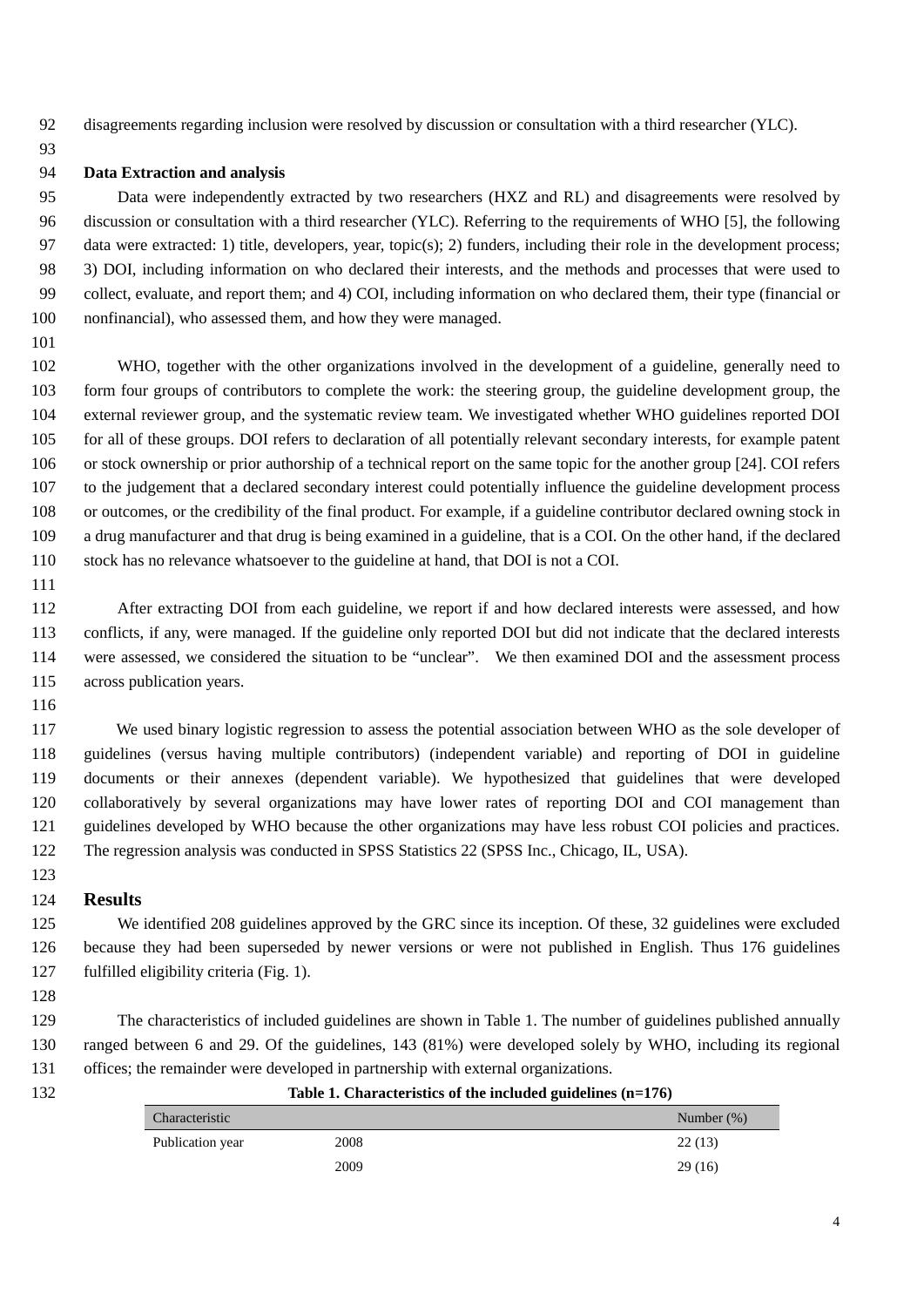disagreements regarding inclusion were resolved by discussion or consultation with a third researcher (YLC).

**Data Extraction and analysis**

Data were independently extracted by two researchers (HXZ and RL) and disagreements were resolved by discussion or consultation with a third researcher (YLC). Referring to the requirements of WHO [5], the following data were extracted: 1) title, developers, year, topic(s); 2) funders, including their role in the development process; 3) DOI, including information on who declared their interests, and the methods and processes that were used to collect, evaluate, and report them; and 4) COI, including information on who declared them, their type (financial or nonfinancial), who assessed them, and how they were managed.

WHO, together with the other organizations involved in the development of a guideline, generally need to form four groups of contributors to complete the work: the steering group, the guideline development group, the external reviewer group, and the systematic review team. We investigated whether WHO guidelines reported DOI for all of these groups. DOI refers to declaration of all potentially relevant secondary interests, for example patent or stock ownership or prior authorship of a technical report on the same topic for the another group [24]. COI refers to the judgement that a declared secondary interest could potentially influence the guideline development process or outcomes, or the credibility of the final product. For example, if a guideline contributor declared owning stock in a drug manufacturer and that drug is being examined in a guideline, that is a COI. On the other hand, if the declared stock has no relevance whatsoever to the guideline at hand, that DOI is not a COI.

After extracting DOI from each guideline, we report if and how declared interests were assessed, and how conflicts, if any, were managed. If the guideline only reported DOI but did not indicate that the declared interests were assessed, we considered the situation to be "unclear". We then examined DOI and the assessment process across publication years.

We used binary logistic regression to assess the potential association between WHO as the sole developer of guidelines (versus having multiple contributors) (independent variable) and reporting of DOI in guideline documents or their annexes (dependent variable). We hypothesized that guidelines that were developed collaboratively by several organizations may have lower rates of reporting DOI and COI management than guidelines developed by WHO because the other organizations may have less robust COI policies and practices. The regression analysis was conducted in SPSS Statistics 22 (SPSS Inc., Chicago, IL, USA).

## Results

We identified 208 guidelines approved by the GRC since its inception. Of these, 32 guidelines were excluded because they had been superseded by newer versions or were not published in English. Thus 176 guidelines fulfilled eligibility criteria (Fig. 1).

The characteristics of included guidelines are shown in Table 1. The number of guidelines published annually ranged between 6 and 29. Of the guidelines, 143 (81%) were developed solely by WHO, including its regional offices; the remainder were developed in partnership with external organizations.

**Table 1. Characteristics of the included guidelines (n=176)**

| Characteristic | | Number (%) |
|---|---|---|
| Publication year | 2008 | 22 (13) |
| | 2009 | 29 (16) |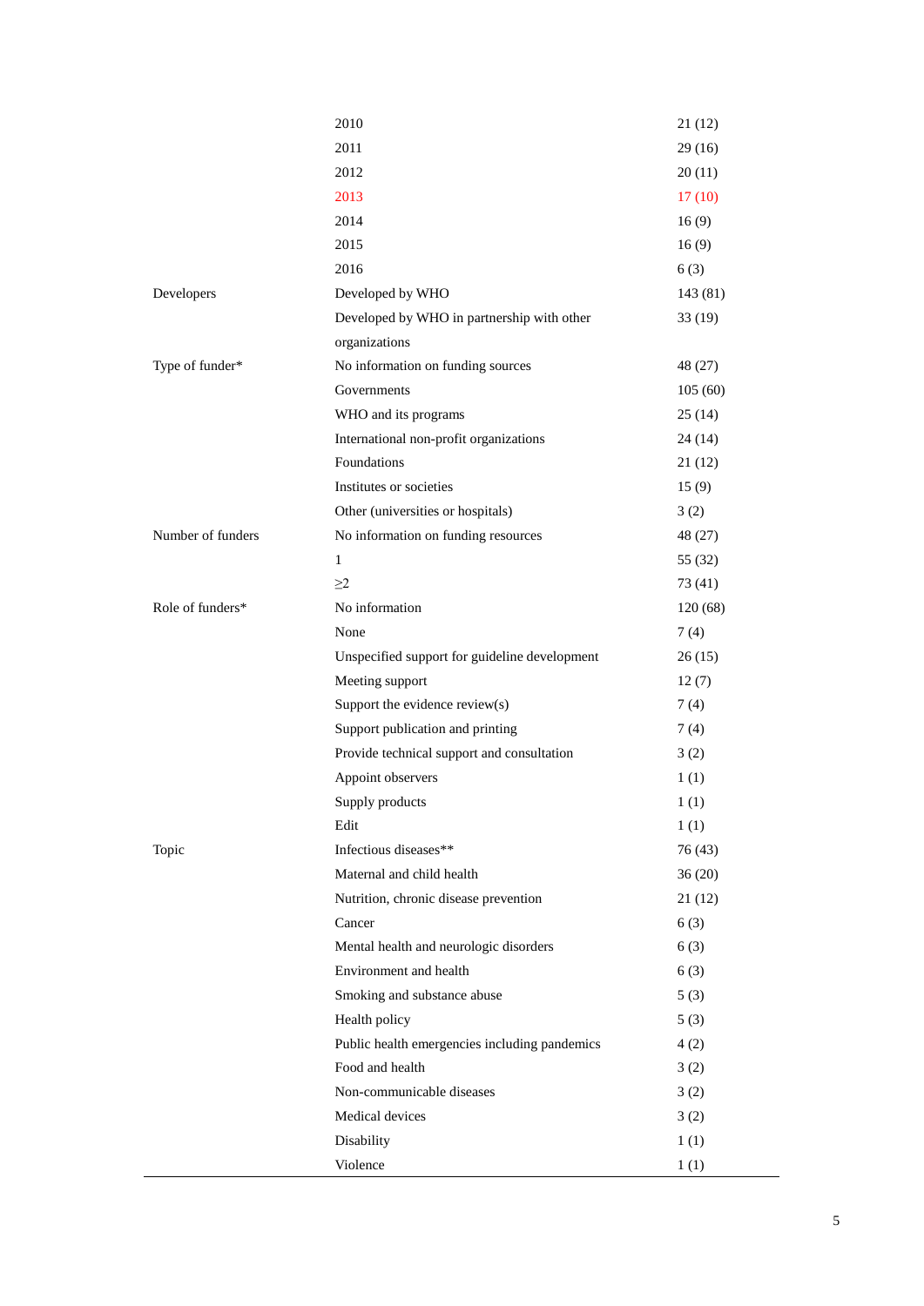| | | |
|---|---|---|
| | 2010 | 21 (12) |
| | 2011 | 29 (16) |
| | 2012 | 20 (11) |
| | 2013 | 17 (10) |
| | 2014 | 16 (9) |
| | 2015 | 16 (9) |
| | 2016 | 6 (3) |
| Developers | Developed by WHO | 143 (81) |
| | Developed by WHO in partnership with other organizations | 33 (19) |
| Type of funder* | No information on funding sources | 48 (27) |
| | Governments | 105 (60) |
| | WHO and its programs | 25 (14) |
| | International non-profit organizations | 24 (14) |
| | Foundations | 21 (12) |
| | Institutes or societies | 15 (9) |
| | Other (universities or hospitals) | 3 (2) |
| Number of funders | No information on funding resources | 48 (27) |
| | 1 | 55 (32) |
| | ≥2 | 73 (41) |
| Role of funders* | No information | 120 (68) |
| | None | 7 (4) |
| | Unspecified support for guideline development | 26 (15) |
| | Meeting support | 12 (7) |
| | Support the evidence review(s) | 7 (4) |
| | Support publication and printing | 7 (4) |
| | Provide technical support and consultation | 3 (2) |
| | Appoint observers | 1 (1) |
| | Supply products | 1 (1) |
| | Edit | 1 (1) |
| Topic | Infectious diseases** | 76 (43) |
| | Maternal and child health | 36 (20) |
| | Nutrition, chronic disease prevention | 21 (12) |
| | Cancer | 6 (3) |
| | Mental health and neurologic disorders | 6 (3) |
| | Environment and health | 6 (3) |
| | Smoking and substance abuse | 5 (3) |
| | Health policy | 5 (3) |
| | Public health emergencies including pandemics | 4 (2) |
| | Food and health | 3 (2) |
| | Non-communicable diseases | 3 (2) |
| | Medical devices | 3 (2) |
| | Disability | 1 (1) |
| | Violence | 1 (1) |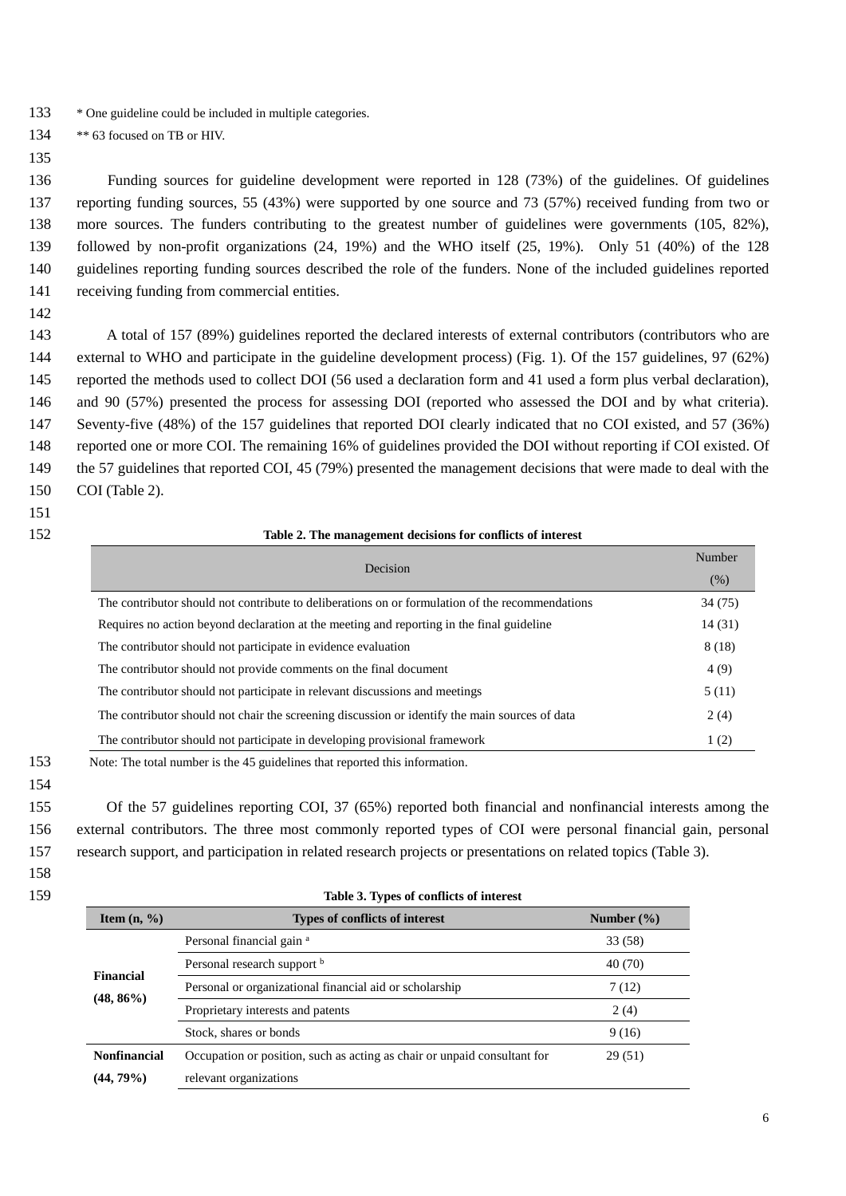\* One guideline could be included in multiple categories.

\*\* 63 focused on TB or HIV.

Funding sources for guideline development were reported in 128 (73%) of the guidelines. Of guidelines reporting funding sources, 55 (43%) were supported by one source and 73 (57%) received funding from two or more sources. The funders contributing to the greatest number of guidelines were governments (105, 82%), followed by non-profit organizations (24, 19%) and the WHO itself (25, 19%). Only 51 (40%) of the 128 guidelines reporting funding sources described the role of the funders. None of the included guidelines reported receiving funding from commercial entities.

A total of 157 (89%) guidelines reported the declared interests of external contributors (contributors who are external to WHO and participate in the guideline development process) (Fig. 1). Of the 157 guidelines, 97 (62%) reported the methods used to collect DOI (56 used a declaration form and 41 used a form plus verbal declaration), and 90 (57%) presented the process for assessing DOI (reported who assessed the DOI and by what criteria). Seventy-five (48%) of the 157 guidelines that reported DOI clearly indicated that no COI existed, and 57 (36%) reported one or more COI. The remaining 16% of guidelines provided the DOI without reporting if COI existed. Of the 57 guidelines that reported COI, 45 (79%) presented the management decisions that were made to deal with the COI (Table 2).

**Table 2. The management decisions for conflicts of interest**

| Decision | Number (%) |
|---|---|
| The contributor should not contribute to deliberations on or formulation of the recommendations | 34 (75) |
| Requires no action beyond declaration at the meeting and reporting in the final guideline | 14 (31) |
| The contributor should not participate in evidence evaluation | 8 (18) |
| The contributor should not provide comments on the final document | 4 (9) |
| The contributor should not participate in relevant discussions and meetings | 5 (11) |
| The contributor should not chair the screening discussion or identify the main sources of data | 2 (4) |
| The contributor should not participate in developing provisional framework | 1 (2) |

Note: The total number is the 45 guidelines that reported this information.

Of the 57 guidelines reporting COI, 37 (65%) reported both financial and nonfinancial interests among the external contributors. The three most commonly reported types of COI were personal financial gain, personal research support, and participation in related research projects or presentations on related topics (Table 3).

**Table 3. Types of conflicts of interest**

| Item (n, %) | Types of conflicts of interest | Number (%) |
|---|---|---|
| **Financial (48, 86%)** | Personal financial gain [a] | 33 (58) |
| | Personal research support [b] | 40 (70) |
| | Personal or organizational financial aid or scholarship | 7 (12) |
| | Proprietary interests and patents | 2 (4) |
| | Stock, shares or bonds | 9 (16) |
| **Nonfinancial (44, 79%)** | Occupation or position, such as acting as chair or unpaid consultant for relevant organizations | 29 (51) |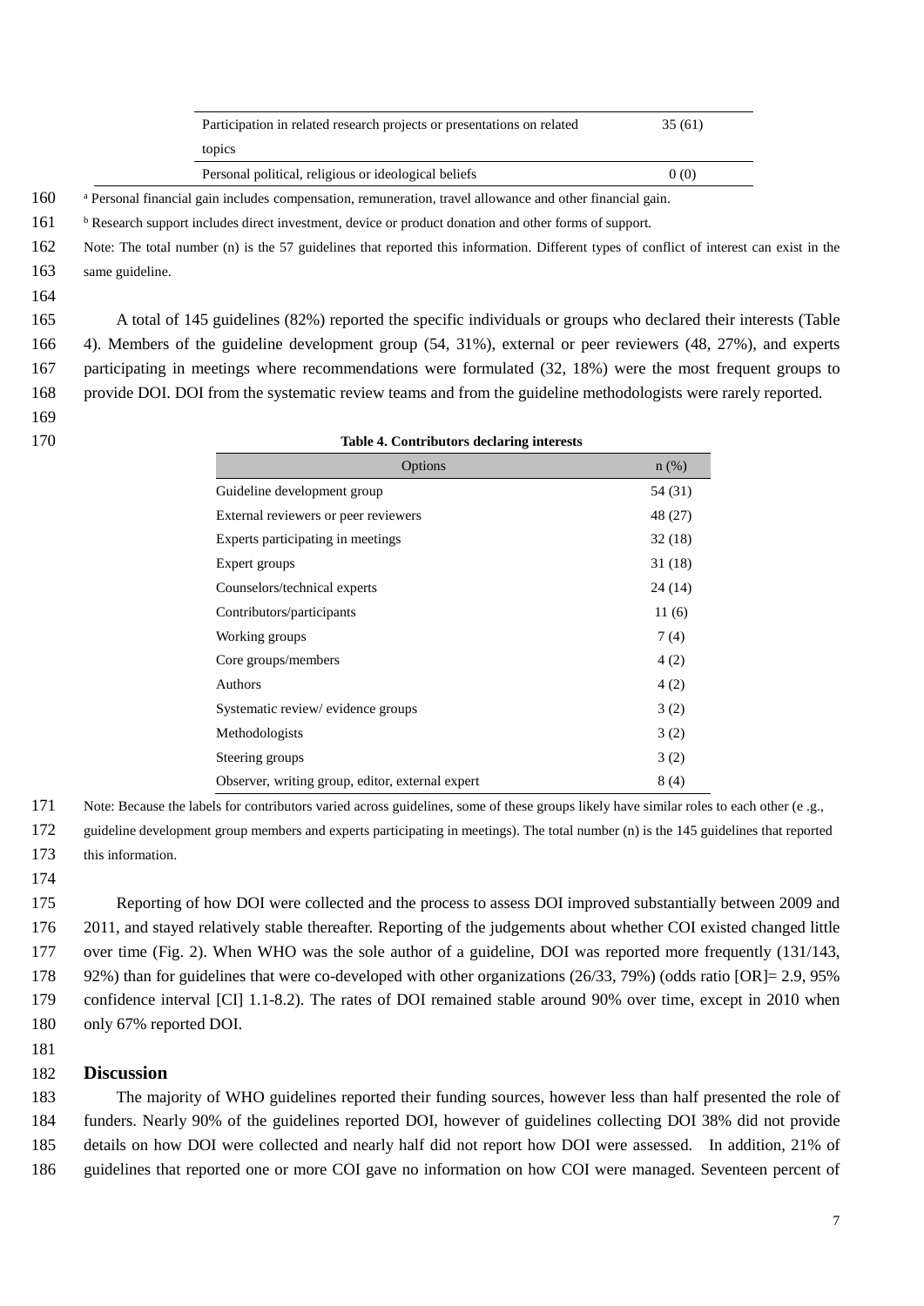| | |
|---|---|
| Participation in related research projects or presentations on related topics | 35 (61) |
| Personal political, religious or ideological beliefs | 0 (0) |

[a] Personal financial gain includes compensation, remuneration, travel allowance and other financial gain.

[b] Research support includes direct investment, device or product donation and other forms of support.

Note: The total number (n) is the 57 guidelines that reported this information. Different types of conflict of interest can exist in the same guideline.

A total of 145 guidelines (82%) reported the specific individuals or groups who declared their interests (Table 4). Members of the guideline development group (54, 31%), external or peer reviewers (48, 27%), and experts participating in meetings where recommendations were formulated (32, 18%) were the most frequent groups to provide DOI. DOI from the systematic review teams and from the guideline methodologists were rarely reported.

**Table 4. Contributors declaring interests**

| Options | n (%) |
|---|---|
| Guideline development group | 54 (31) |
| External reviewers or peer reviewers | 48 (27) |
| Experts participating in meetings | 32 (18) |
| Expert groups | 31 (18) |
| Counselors/technical experts | 24 (14) |
| Contributors/participants | 11 (6) |
| Working groups | 7 (4) |
| Core groups/members | 4 (2) |
| Authors | 4 (2) |
| Systematic review/ evidence groups | 3 (2) |
| Methodologists | 3 (2) |
| Steering groups | 3 (2) |
| Observer, writing group, editor, external expert | 8 (4) |

Note: Because the labels for contributors varied across guidelines, some of these groups likely have similar roles to each other (e .g., guideline development group members and experts participating in meetings). The total number (n) is the 145 guidelines that reported this information.

Reporting of how DOI were collected and the process to assess DOI improved substantially between 2009 and 2011, and stayed relatively stable thereafter. Reporting of the judgements about whether COI existed changed little over time (Fig. 2). When WHO was the sole author of a guideline, DOI was reported more frequently (131/143, 92%) than for guidelines that were co-developed with other organizations (26/33, 79%) (odds ratio [OR]= 2.9, 95% confidence interval [CI] 1.1-8.2). The rates of DOI remained stable around 90% over time, except in 2010 when only 67% reported DOI.

## Discussion

The majority of WHO guidelines reported their funding sources, however less than half presented the role of funders. Nearly 90% of the guidelines reported DOI, however of guidelines collecting DOI 38% did not provide details on how DOI were collected and nearly half did not report how DOI were assessed. In addition, 21% of guidelines that reported one or more COI gave no information on how COI were managed. Seventeen percent of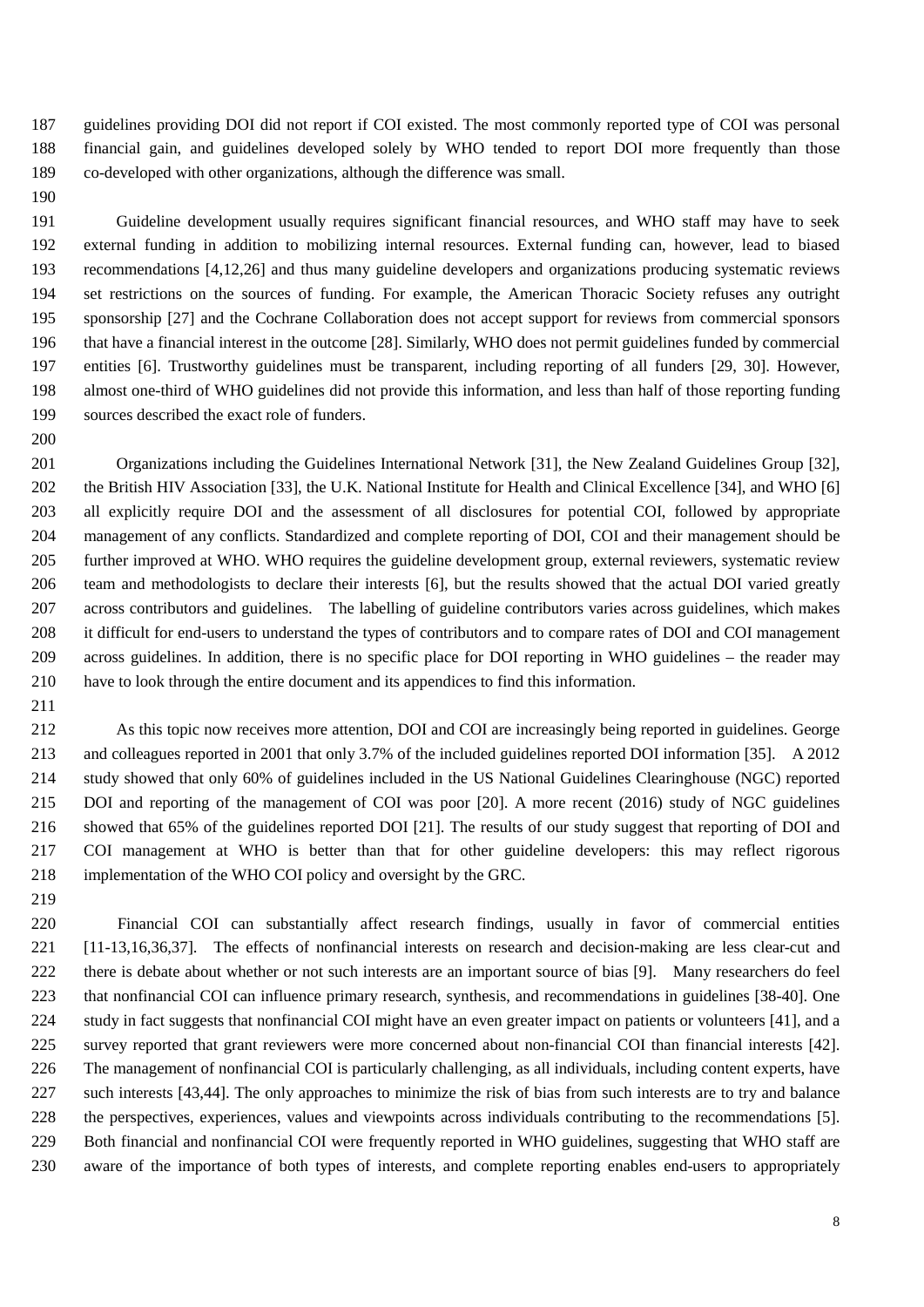guidelines providing DOI did not report if COI existed. The most commonly reported type of COI was personal financial gain, and guidelines developed solely by WHO tended to report DOI more frequently than those co-developed with other organizations, although the difference was small.

Guideline development usually requires significant financial resources, and WHO staff may have to seek external funding in addition to mobilizing internal resources. External funding can, however, lead to biased recommendations [4,12,26] and thus many guideline developers and organizations producing systematic reviews set restrictions on the sources of funding. For example, the American Thoracic Society refuses any outright sponsorship [27] and the Cochrane Collaboration does not accept support for reviews from commercial sponsors that have a financial interest in the outcome [28]. Similarly, WHO does not permit guidelines funded by commercial entities [6]. Trustworthy guidelines must be transparent, including reporting of all funders [29, 30]. However, almost one-third of WHO guidelines did not provide this information, and less than half of those reporting funding sources described the exact role of funders.

Organizations including the Guidelines International Network [31], the New Zealand Guidelines Group [32], the British HIV Association [33], the U.K. National Institute for Health and Clinical Excellence [34], and WHO [6] all explicitly require DOI and the assessment of all disclosures for potential COI, followed by appropriate management of any conflicts. Standardized and complete reporting of DOI, COI and their management should be further improved at WHO. WHO requires the guideline development group, external reviewers, systematic review team and methodologists to declare their interests [6], but the results showed that the actual DOI varied greatly across contributors and guidelines. The labelling of guideline contributors varies across guidelines, which makes it difficult for end-users to understand the types of contributors and to compare rates of DOI and COI management across guidelines. In addition, there is no specific place for DOI reporting in WHO guidelines – the reader may have to look through the entire document and its appendices to find this information.

As this topic now receives more attention, DOI and COI are increasingly being reported in guidelines. George and colleagues reported in 2001 that only 3.7% of the included guidelines reported DOI information [35]. A 2012 study showed that only 60% of guidelines included in the US National Guidelines Clearinghouse (NGC) reported DOI and reporting of the management of COI was poor [20]. A more recent (2016) study of NGC guidelines showed that 65% of the guidelines reported DOI [21]. The results of our study suggest that reporting of DOI and COI management at WHO is better than that for other guideline developers: this may reflect rigorous implementation of the WHO COI policy and oversight by the GRC.

Financial COI can substantially affect research findings, usually in favor of commercial entities [11-13,16,36,37]. The effects of nonfinancial interests on research and decision-making are less clear-cut and there is debate about whether or not such interests are an important source of bias [9]. Many researchers do feel that nonfinancial COI can influence primary research, synthesis, and recommendations in guidelines [38-40]. One study in fact suggests that nonfinancial COI might have an even greater impact on patients or volunteers [41], and a survey reported that grant reviewers were more concerned about non-financial COI than financial interests [42]. The management of nonfinancial COI is particularly challenging, as all individuals, including content experts, have such interests [43,44]. The only approaches to minimize the risk of bias from such interests are to try and balance the perspectives, experiences, values and viewpoints across individuals contributing to the recommendations [5]. Both financial and nonfinancial COI were frequently reported in WHO guidelines, suggesting that WHO staff are aware of the importance of both types of interests, and complete reporting enables end-users to appropriately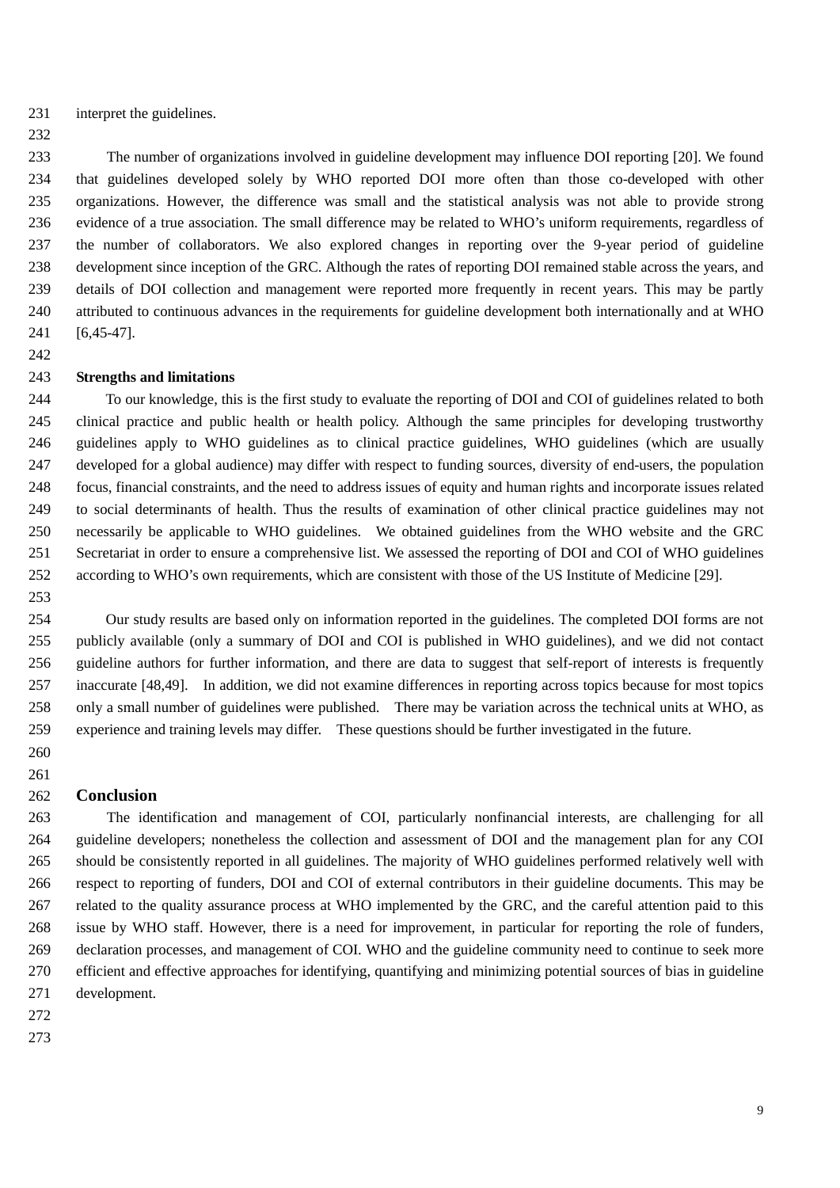interpret the guidelines.

The number of organizations involved in guideline development may influence DOI reporting [20]. We found that guidelines developed solely by WHO reported DOI more often than those co-developed with other organizations. However, the difference was small and the statistical analysis was not able to provide strong evidence of a true association. The small difference may be related to WHO's uniform requirements, regardless of the number of collaborators. We also explored changes in reporting over the 9-year period of guideline development since inception of the GRC. Although the rates of reporting DOI remained stable across the years, and details of DOI collection and management were reported more frequently in recent years. This may be partly attributed to continuous advances in the requirements for guideline development both internationally and at WHO [6,45-47].

**Strengths and limitations**

To our knowledge, this is the first study to evaluate the reporting of DOI and COI of guidelines related to both clinical practice and public health or health policy. Although the same principles for developing trustworthy guidelines apply to WHO guidelines as to clinical practice guidelines, WHO guidelines (which are usually developed for a global audience) may differ with respect to funding sources, diversity of end-users, the population focus, financial constraints, and the need to address issues of equity and human rights and incorporate issues related to social determinants of health. Thus the results of examination of other clinical practice guidelines may not necessarily be applicable to WHO guidelines. We obtained guidelines from the WHO website and the GRC Secretariat in order to ensure a comprehensive list. We assessed the reporting of DOI and COI of WHO guidelines according to WHO's own requirements, which are consistent with those of the US Institute of Medicine [29].

Our study results are based only on information reported in the guidelines. The completed DOI forms are not publicly available (only a summary of DOI and COI is published in WHO guidelines), and we did not contact guideline authors for further information, and there are data to suggest that self-report of interests is frequently inaccurate [48,49]. In addition, we did not examine differences in reporting across topics because for most topics only a small number of guidelines were published. There may be variation across the technical units at WHO, as experience and training levels may differ. These questions should be further investigated in the future.

## Conclusion

The identification and management of COI, particularly nonfinancial interests, are challenging for all guideline developers; nonetheless the collection and assessment of DOI and the management plan for any COI should be consistently reported in all guidelines. The majority of WHO guidelines performed relatively well with respect to reporting of funders, DOI and COI of external contributors in their guideline documents. This may be related to the quality assurance process at WHO implemented by the GRC, and the careful attention paid to this issue by WHO staff. However, there is a need for improvement, in particular for reporting the role of funders, declaration processes, and management of COI. WHO and the guideline community need to continue to seek more efficient and effective approaches for identifying, quantifying and minimizing potential sources of bias in guideline development.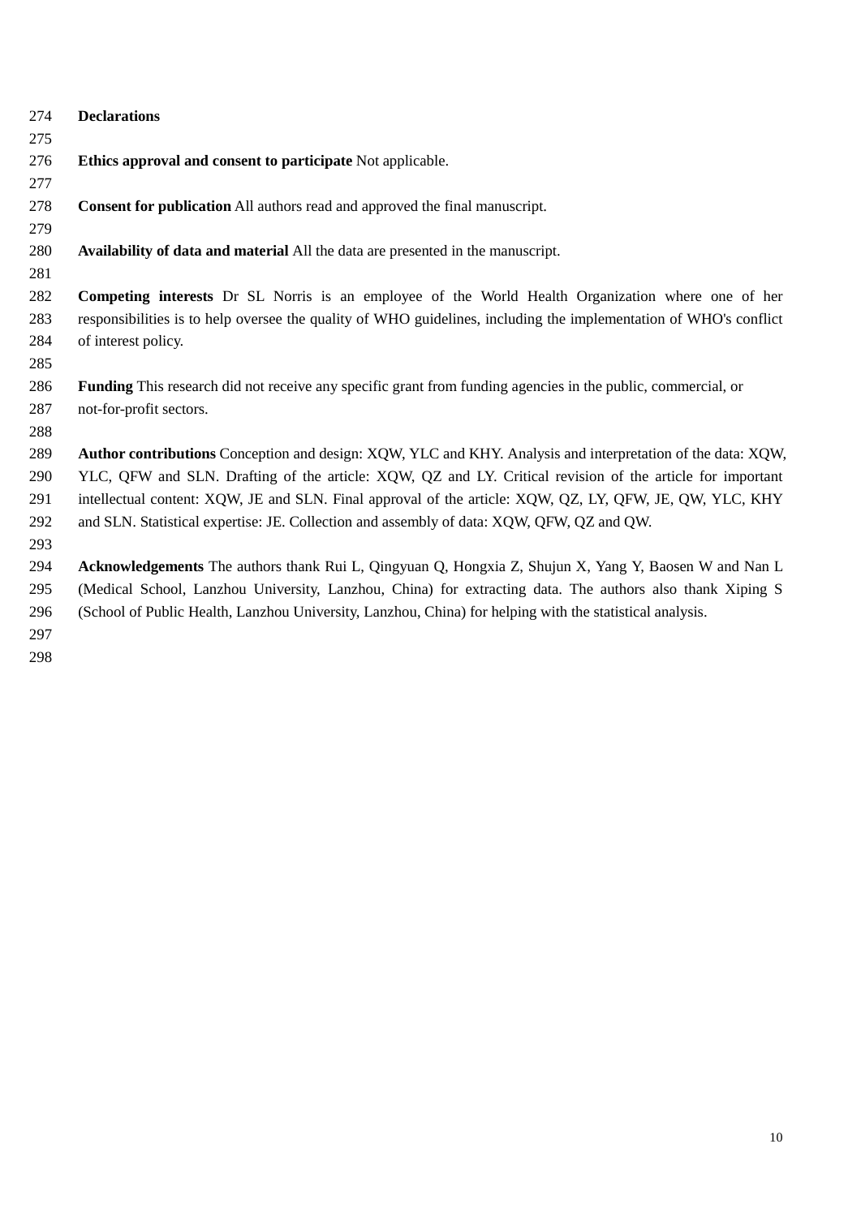## Declarations

**Ethics approval and consent to participate** Not applicable.

**Consent for publication** All authors read and approved the final manuscript.

**Availability of data and material** All the data are presented in the manuscript.

**Competing interests** Dr SL Norris is an employee of the World Health Organization where one of her responsibilities is to help oversee the quality of WHO guidelines, including the implementation of WHO's conflict of interest policy.

**Funding** This research did not receive any specific grant from funding agencies in the public, commercial, or not-for-profit sectors.

**Author contributions** Conception and design: XQW, YLC and KHY. Analysis and interpretation of the data: XQW, YLC, QFW and SLN. Drafting of the article: XQW, QZ and LY. Critical revision of the article for important intellectual content: XQW, JE and SLN. Final approval of the article: XQW, QZ, LY, QFW, JE, QW, YLC, KHY and SLN. Statistical expertise: JE. Collection and assembly of data: XQW, QFW, QZ and QW.

**Acknowledgements** The authors thank Rui L, Qingyuan Q, Hongxia Z, Shujun X, Yang Y, Baosen W and Nan L (Medical School, Lanzhou University, Lanzhou, China) for extracting data. The authors also thank Xiping S (School of Public Health, Lanzhou University, Lanzhou, China) for helping with the statistical analysis.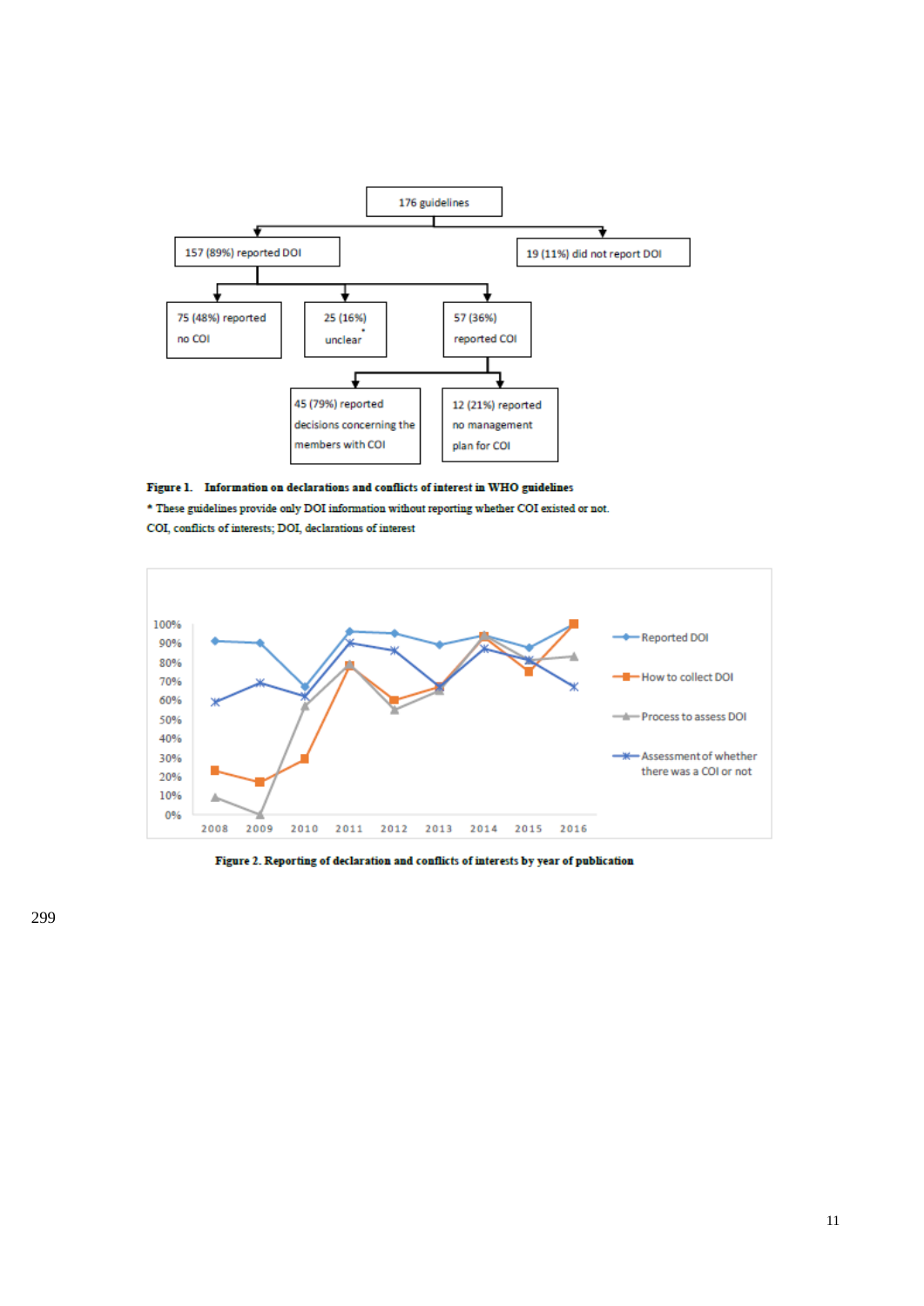176 guidelines

157 (89%) reported DOI

19 (11%) did not report DOI

75 (48%) reported no COI

25 (16%) unclear*

57 (36%) reported COI

45 (79%) reported decisions concerning the members with COI

12 (21%) reported no management plan for COI

**Figure 1. Information on declarations and conflicts of interest in WHO guidelines**

* These guidelines provide only DOI information without reporting whether COI existed or not.

COI, conflicts of interests; DOI, declarations of interest

**Figure 2. Reporting of declaration and conflicts of interests by year of publication**

299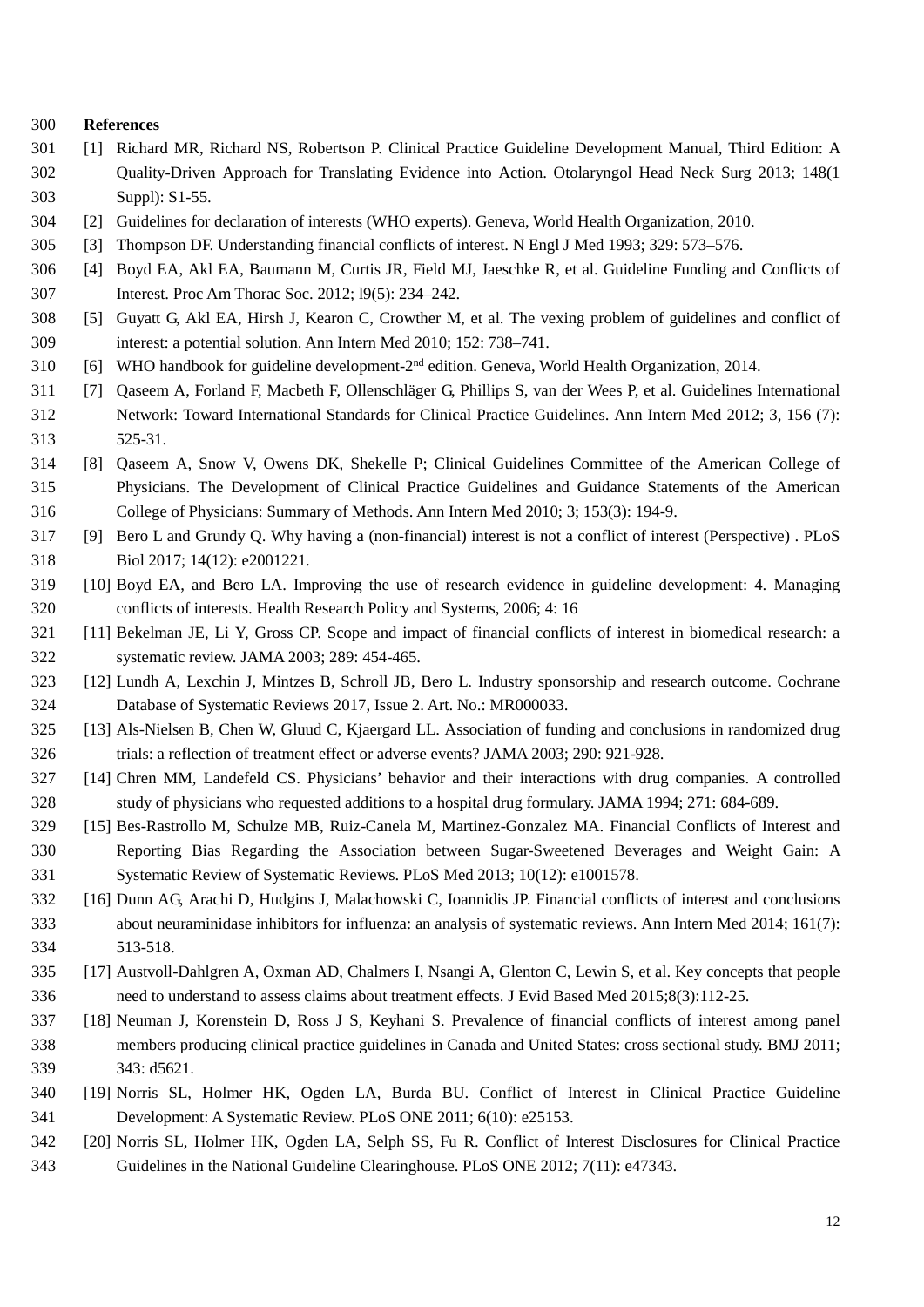**References**

[1] Richard MR, Richard NS, Robertson P. Clinical Practice Guideline Development Manual, Third Edition: A Quality-Driven Approach for Translating Evidence into Action. Otolaryngol Head Neck Surg 2013; 148(1 Suppl): S1-55.

[2] Guidelines for declaration of interests (WHO experts). Geneva, World Health Organization, 2010.

[3] Thompson DF. Understanding financial conflicts of interest. N Engl J Med 1993; 329: 573–576.

[4] Boyd EA, Akl EA, Baumann M, Curtis JR, Field MJ, Jaeschke R, et al. Guideline Funding and Conflicts of Interest. Proc Am Thorac Soc. 2012; l9(5): 234–242.

[5] Guyatt G, Akl EA, Hirsh J, Kearon C, Crowther M, et al. The vexing problem of guidelines and conflict of interest: a potential solution. Ann Intern Med 2010; 152: 738–741.

[6] WHO handbook for guideline development-2nd edition. Geneva, World Health Organization, 2014.

[7] Qaseem A, Forland F, Macbeth F, Ollenschläger G, Phillips S, van der Wees P, et al. Guidelines International Network: Toward International Standards for Clinical Practice Guidelines. Ann Intern Med 2012; 3, 156 (7): 525-31.

[8] Qaseem A, Snow V, Owens DK, Shekelle P; Clinical Guidelines Committee of the American College of Physicians. The Development of Clinical Practice Guidelines and Guidance Statements of the American College of Physicians: Summary of Methods. Ann Intern Med 2010; 3; 153(3): 194-9.

[9] Bero L and Grundy Q. Why having a (non-financial) interest is not a conflict of interest (Perspective) . PLoS Biol 2017; 14(12): e2001221.

[10] Boyd EA, and Bero LA. Improving the use of research evidence in guideline development: 4. Managing conflicts of interests. Health Research Policy and Systems, 2006; 4: 16

[11] Bekelman JE, Li Y, Gross CP. Scope and impact of financial conflicts of interest in biomedical research: a systematic review. JAMA 2003; 289: 454-465.

[12] Lundh A, Lexchin J, Mintzes B, Schroll JB, Bero L. Industry sponsorship and research outcome. Cochrane Database of Systematic Reviews 2017, Issue 2. Art. No.: MR000033.

[13] Als-Nielsen B, Chen W, Gluud C, Kjaergard LL. Association of funding and conclusions in randomized drug trials: a reflection of treatment effect or adverse events? JAMA 2003; 290: 921-928.

[14] Chren MM, Landefeld CS. Physicians' behavior and their interactions with drug companies. A controlled study of physicians who requested additions to a hospital drug formulary. JAMA 1994; 271: 684-689.

[15] Bes-Rastrollo M, Schulze MB, Ruiz-Canela M, Martinez-Gonzalez MA. Financial Conflicts of Interest and Reporting Bias Regarding the Association between Sugar-Sweetened Beverages and Weight Gain: A Systematic Review of Systematic Reviews. PLoS Med 2013; 10(12): e1001578.

[16] Dunn AG, Arachi D, Hudgins J, Malachowski C, Ioannidis JP. Financial conflicts of interest and conclusions about neuraminidase inhibitors for influenza: an analysis of systematic reviews. Ann Intern Med 2014; 161(7): 513-518.

[17] Austvoll-Dahlgren A, Oxman AD, Chalmers I, Nsangi A, Glenton C, Lewin S, et al. Key concepts that people need to understand to assess claims about treatment effects. J Evid Based Med 2015;8(3):112-25.

[18] Neuman J, Korenstein D, Ross J S, Keyhani S. Prevalence of financial conflicts of interest among panel members producing clinical practice guidelines in Canada and United States: cross sectional study. BMJ 2011; 343: d5621.

[19] Norris SL, Holmer HK, Ogden LA, Burda BU. Conflict of Interest in Clinical Practice Guideline Development: A Systematic Review. PLoS ONE 2011; 6(10): e25153.

[20] Norris SL, Holmer HK, Ogden LA, Selph SS, Fu R. Conflict of Interest Disclosures for Clinical Practice Guidelines in the National Guideline Clearinghouse. PLoS ONE 2012; 7(11): e47343.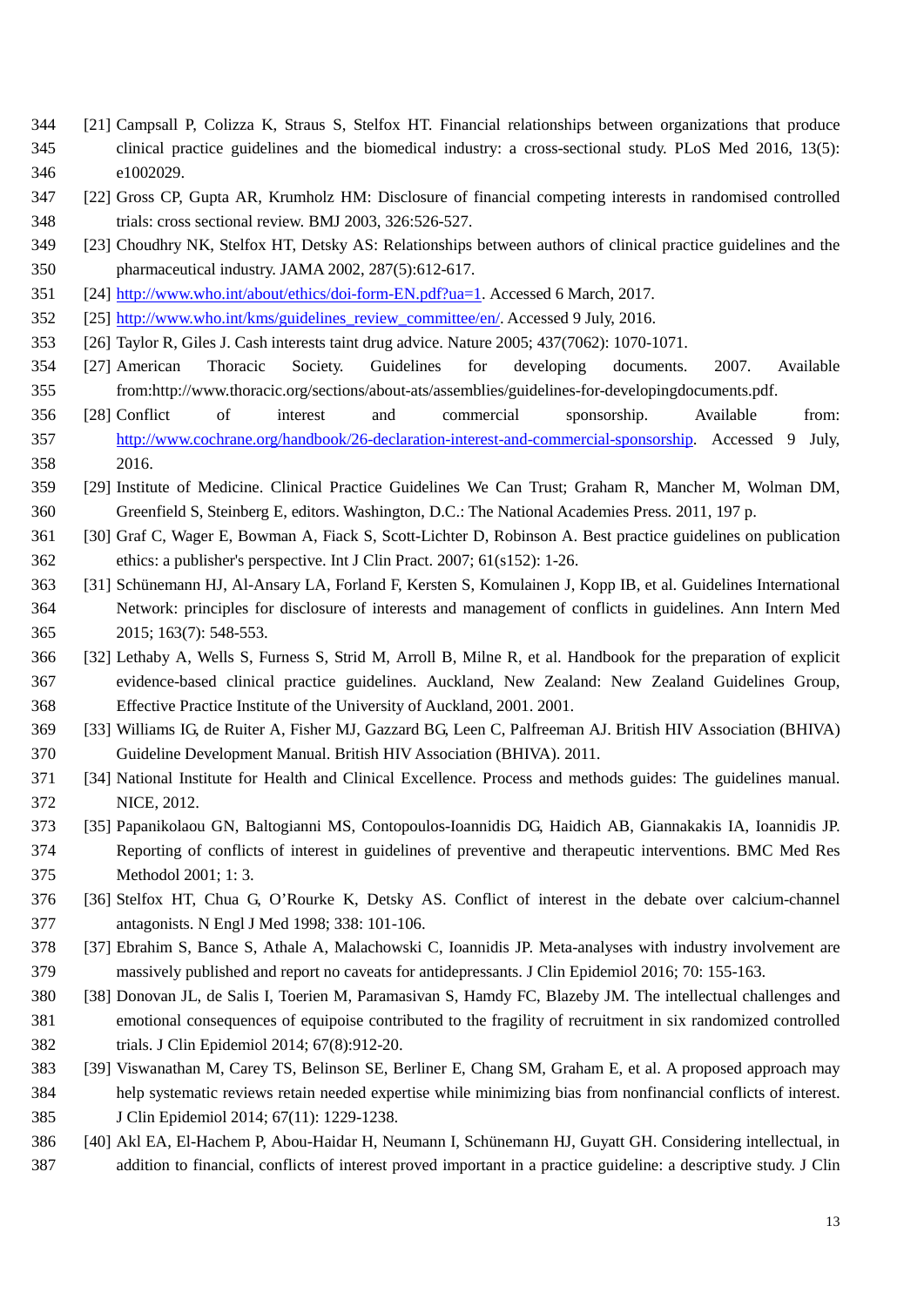[21] Campsall P, Colizza K, Straus S, Stelfox HT. Financial relationships between organizations that produce clinical practice guidelines and the biomedical industry: a cross-sectional study. PLoS Med 2016, 13(5): e1002029.

[22] Gross CP, Gupta AR, Krumholz HM: Disclosure of financial competing interests in randomised controlled trials: cross sectional review. BMJ 2003, 326:526-527.

[23] Choudhry NK, Stelfox HT, Detsky AS: Relationships between authors of clinical practice guidelines and the pharmaceutical industry. JAMA 2002, 287(5):612-617.

[24] http://www.who.int/about/ethics/doi-form-EN.pdf?ua=1. Accessed 6 March, 2017.

[25] http://www.who.int/kms/guidelines_review_committee/en/. Accessed 9 July, 2016.

[26] Taylor R, Giles J. Cash interests taint drug advice. Nature 2005; 437(7062): 1070-1071.

[27] American Thoracic Society. Guidelines for developing documents. 2007. Available from:http://www.thoracic.org/sections/about-ats/assemblies/guidelines-for-developingdocuments.pdf.

[28] Conflict of interest and commercial sponsorship. Available from: http://www.cochrane.org/handbook/26-declaration-interest-and-commercial-sponsorship. Accessed 9 July, 2016.

[29] Institute of Medicine. Clinical Practice Guidelines We Can Trust; Graham R, Mancher M, Wolman DM, Greenfield S, Steinberg E, editors. Washington, D.C.: The National Academies Press. 2011, 197 p.

[30] Graf C, Wager E, Bowman A, Fiack S, Scott-Lichter D, Robinson A. Best practice guidelines on publication ethics: a publisher's perspective. Int J Clin Pract. 2007; 61(s152): 1-26.

[31] Schünemann HJ, Al-Ansary LA, Forland F, Kersten S, Komulainen J, Kopp IB, et al. Guidelines International Network: principles for disclosure of interests and management of conflicts in guidelines. Ann Intern Med 2015; 163(7): 548-553.

[32] Lethaby A, Wells S, Furness S, Strid M, Arroll B, Milne R, et al. Handbook for the preparation of explicit evidence-based clinical practice guidelines. Auckland, New Zealand: New Zealand Guidelines Group, Effective Practice Institute of the University of Auckland, 2001. 2001.

[33] Williams IG, de Ruiter A, Fisher MJ, Gazzard BG, Leen C, Palfreeman AJ. British HIV Association (BHIVA) Guideline Development Manual. British HIV Association (BHIVA). 2011.

[34] National Institute for Health and Clinical Excellence. Process and methods guides: The guidelines manual. NICE, 2012.

[35] Papanikolaou GN, Baltogianni MS, Contopoulos-Ioannidis DG, Haidich AB, Giannakakis IA, Ioannidis JP. Reporting of conflicts of interest in guidelines of preventive and therapeutic interventions. BMC Med Res Methodol 2001; 1: 3.

[36] Stelfox HT, Chua G, O'Rourke K, Detsky AS. Conflict of interest in the debate over calcium-channel antagonists. N Engl J Med 1998; 338: 101-106.

[37] Ebrahim S, Bance S, Athale A, Malachowski C, Ioannidis JP. Meta-analyses with industry involvement are massively published and report no caveats for antidepressants. J Clin Epidemiol 2016; 70: 155-163.

[38] Donovan JL, de Salis I, Toerien M, Paramasivan S, Hamdy FC, Blazeby JM. The intellectual challenges and emotional consequences of equipoise contributed to the fragility of recruitment in six randomized controlled trials. J Clin Epidemiol 2014; 67(8):912-20.

[39] Viswanathan M, Carey TS, Belinson SE, Berliner E, Chang SM, Graham E, et al. A proposed approach may help systematic reviews retain needed expertise while minimizing bias from nonfinancial conflicts of interest. J Clin Epidemiol 2014; 67(11): 1229-1238.

[40] Akl EA, El-Hachem P, Abou-Haidar H, Neumann I, Schünemann HJ, Guyatt GH. Considering intellectual, in addition to financial, conflicts of interest proved important in a practice guideline: a descriptive study. J Clin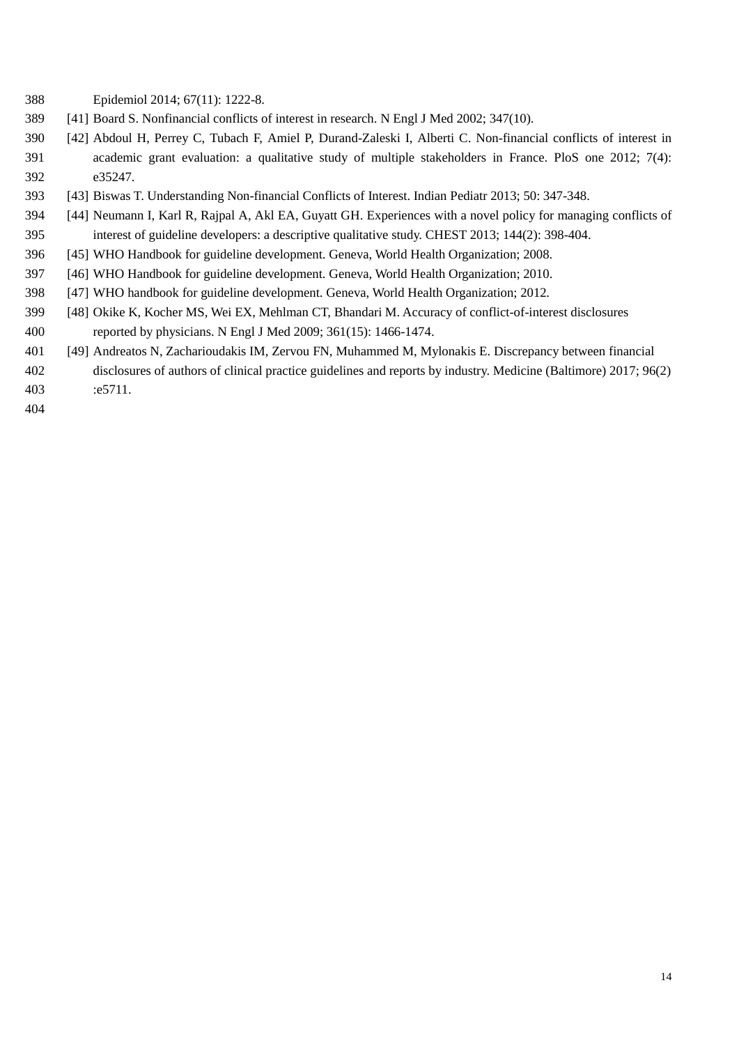Epidemiol 2014; 67(11): 1222-8.

[41] Board S. Nonfinancial conflicts of interest in research. N Engl J Med 2002; 347(10).

[42] Abdoul H, Perrey C, Tubach F, Amiel P, Durand-Zaleski I, Alberti C. Non-financial conflicts of interest in academic grant evaluation: a qualitative study of multiple stakeholders in France. PloS one 2012; 7(4): e35247.

[43] Biswas T. Understanding Non-financial Conflicts of Interest. Indian Pediatr 2013; 50: 347-348.

[44] Neumann I, Karl R, Rajpal A, Akl EA, Guyatt GH. Experiences with a novel policy for managing conflicts of interest of guideline developers: a descriptive qualitative study. CHEST 2013; 144(2): 398-404.

[45] WHO Handbook for guideline development. Geneva, World Health Organization; 2008.

[46] WHO Handbook for guideline development. Geneva, World Health Organization; 2010.

[47] WHO handbook for guideline development. Geneva, World Health Organization; 2012.

[48] Okike K, Kocher MS, Wei EX, Mehlman CT, Bhandari M. Accuracy of conflict-of-interest disclosures reported by physicians. N Engl J Med 2009; 361(15): 1466-1474.

[49] Andreatos N, Zacharioudakis IM, Zervou FN, Muhammed M, Mylonakis E. Discrepancy between financial disclosures of authors of clinical practice guidelines and reports by industry. Medicine (Baltimore) 2017; 96(2) :e5711.